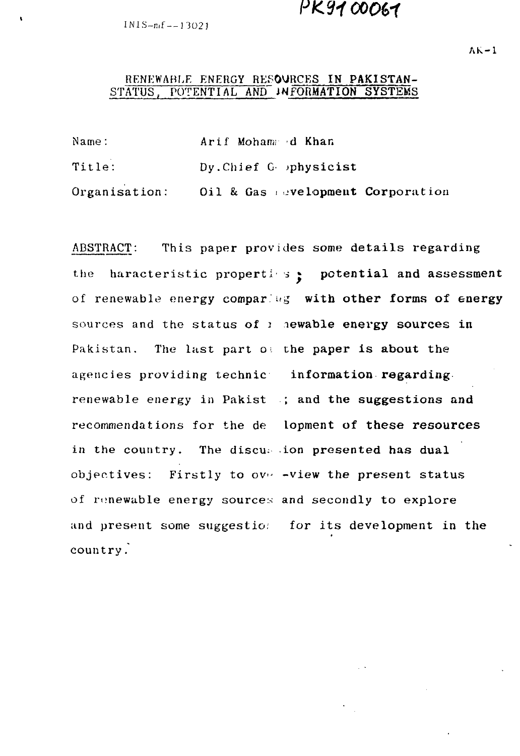INIS-mf--13021

PK9100061

AK-1

# RENEWABLE ENERGY RESOURCES IN PAKISTAN- STATUS, POTENTIAL AND INFORMATION SYSTEMS

Name: Arif Mohammad Khan

Title: Dy.Chief Geophysicist

Organisation: Oil & Gas Development Corporation

ABSTRACT: This paper provides some details regarding the characteristic properties; potential and assessment of renewable energy comparing with other forms of energy sources and the status of renewable energy sources in Pakistan. The last part of the paper is about the agencies providing technical information regarding renewable energy in Pakistan; and the suggestions and recommendations for the development of these resources in the country. The discussion presented has dual objectives: Firstly to over-view the present status of renewable energy sources and secondly to explore and present some suggestions for its development in the country.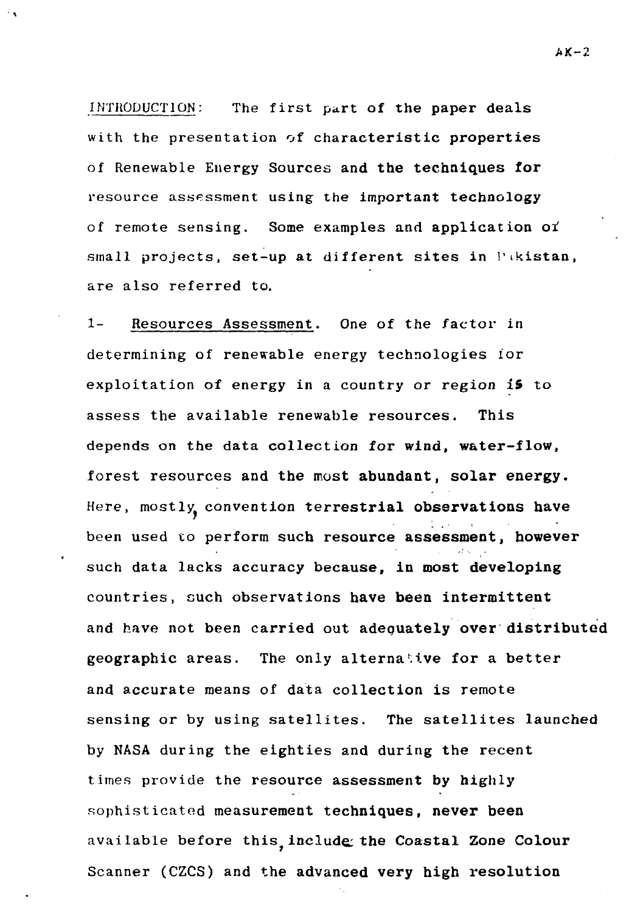INTRODUCTION: The first part of the paper deals with the presentation of characteristic properties of Renewable Energy Sources and the techniques for resource assessment using the important technology of remote sensing. Some examples and application of small projects, set-up at different sites in Pakistan, are also referred to.

1- Resources Assessment. One of the factor in determining of renewable energy technologies for exploitation of energy in a country or region is to assess the available renewable resources. This depends on the data collection for wind, water-flow, forest resources and the most abundant, solar energy. Here, mostly, convention terrestrial observations have been used to perform such resource assessment, however such data lacks accuracy because, in most developing countries, such observations have been intermittent and have not been carried out adequately over distributed geographic areas. The only alternative for a better and accurate means of data collection is remote sensing or by using satellites. The satellites launched by NASA during the eighties and during the recent times provide the resource assessment by highly sophisticated measurement techniques, never been available before this, include the Coastal Zone Colour Scanner (CZCS) and the advanced very high resolution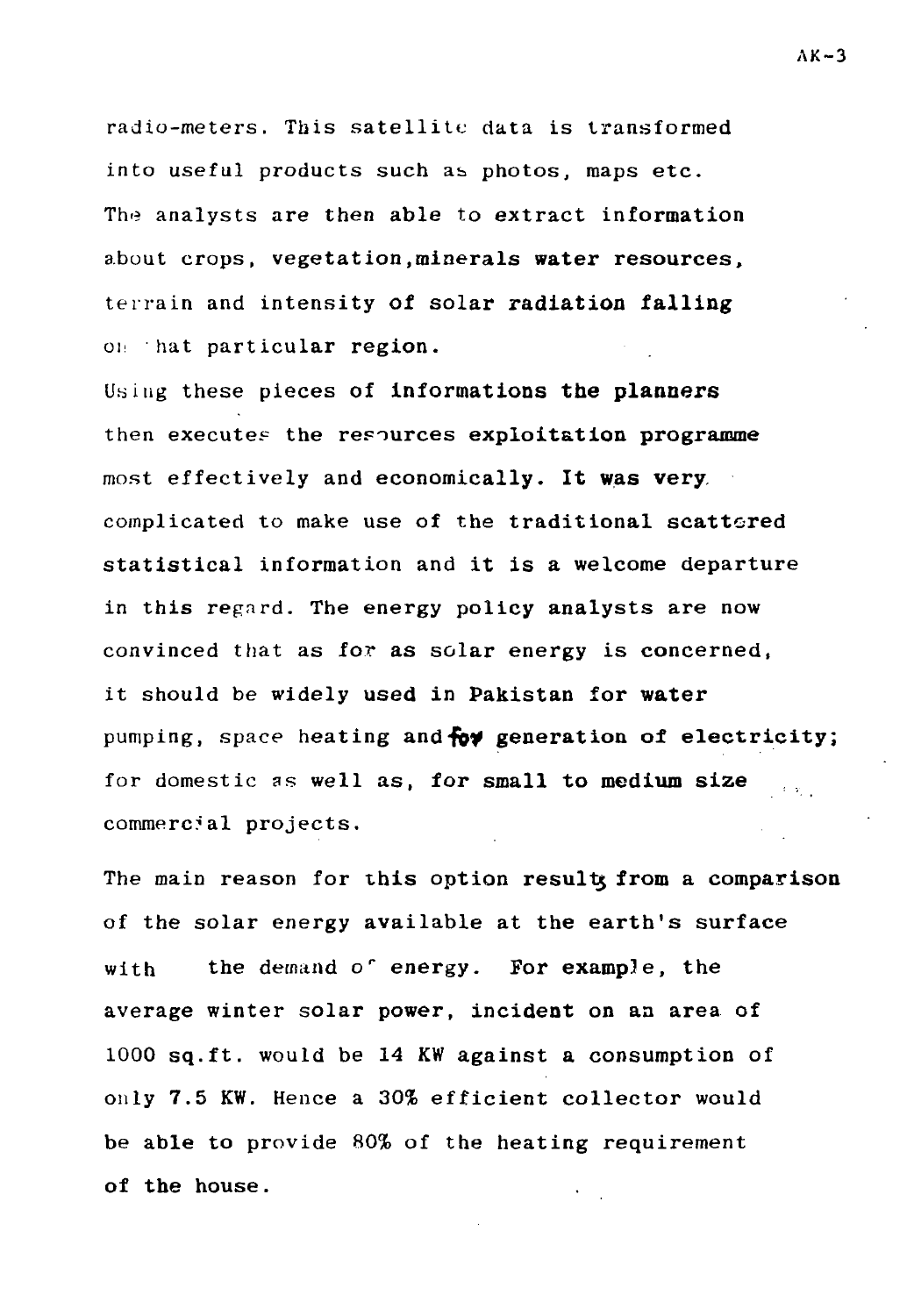radio-meters. This satellite data is transformed into useful products such as photos, maps etc. The analysts are then able to extract information about crops, vegetation,minerals water resources, terrain and intensity of solar radiation falling on that particular region.

Using these pieces of informations the planners then executes the resources exploitation programme most effectively and economically. It was very complicated to make use of the traditional scattered statistical information and it is a welcome departure in this regard. The energy policy analysts are now convinced that as for as solar energy is concerned, it should be widely used in Pakistan for water pumping, space heating and for generation of electricity; for domestic as well as, for small to medium size commercial projects.

The main reason for this option results from a comparison of the solar energy available at the earth's surface with the demand of energy. For example, the average winter solar power, incident on an area of 1000 sq.ft. would be 14 KW against a consumption of only 7.5 KW. Hence a 30% efficient collector would be able to provide 80% of the heating requirement of the house.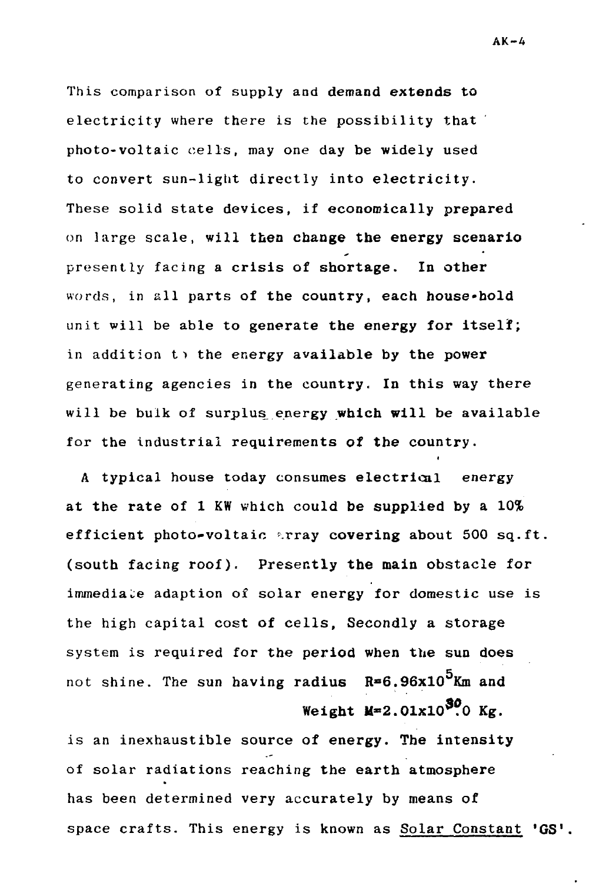This comparison of supply and demand extends to electricity where there is the possibility that photo-voltaic cells, may one day be widely used to convert sun-light directly into electricity. These solid state devices, if economically prepared on large scale, will then change the energy scenario presently facing a crisis of shortage. In other words, in all parts of the country, each house-hold unit will be able to generate the energy for itself; in addition to the energy available by the power generating agencies in the country. In this way there will be bulk of surplus energy which will be available for the industrial requirements of the country.

A typical house today consumes electrical energy at the rate of 1 KW which could be supplied by a 10% efficient photo-voltaic array covering about 500 sq.ft. (south facing roof). Presently the main obstacle for immediate adaption of solar energy for domestic use is the high capital cost of cells, Secondly a storage system is required for the period when the sun does not shine. The sun having radius $R=6.96\times10^{5}$Km and Weight $M=2.01\times10^{30}$.0 Kg. is an inexhaustible source of energy. The intensity of solar radiations reaching the earth atmosphere has been determined very accurately by means of space crafts. This energy is known as <u>Solar Constant</u> 'GS'.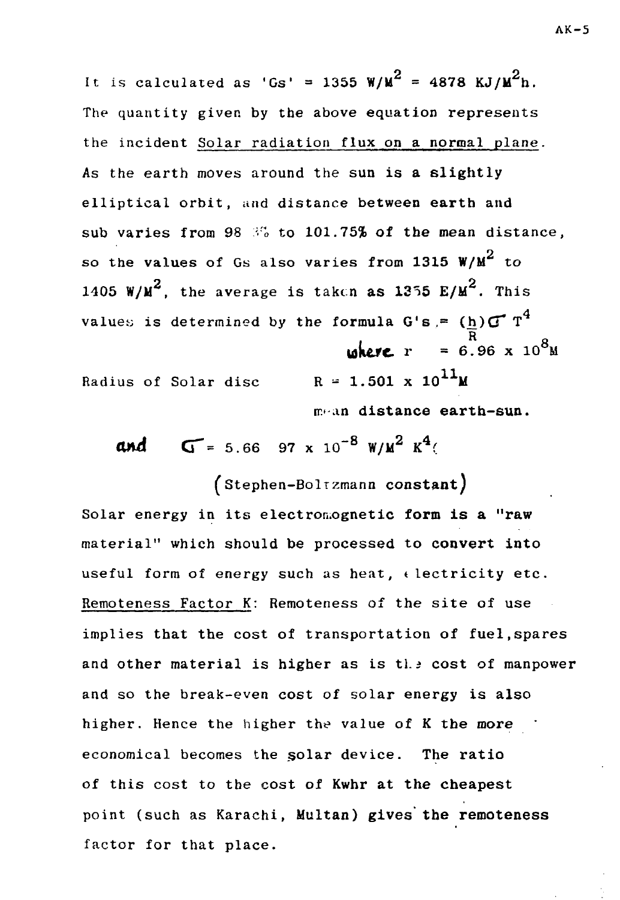It is calculated as 'Gs' = 1355 $W/M^2$ = 4878 $KJ/M^2h$. The quantity given by the above equation represents the incident Solar radiation flux on a normal plane. As the earth moves around the sun is a slightly elliptical orbit, and distance between earth and sub varies from 98 % to 101.75% of the mean distance, so the values of Gs also varies from 1315 $W/M^2$ to 1405 $W/M^2$, the average is taken as 1355 $E/M^2$. This values is determined by the formula $G's = \left(\frac{h}{R}\right)\sigma T^4$

where $r = 6.96 \times 10^8 M$

Radius of Solar disc $R = 1.501 \times 10^{11} M$

mean distance earth-sun.

and $\sigma = 5.66\ 97 \times 10^{-8}\ W/M^2\ K^4$

(Stephen-Boltzmann constant)

Solar energy in its electromagnetic form is a "raw material" which should be processed to convert into useful form of energy such as heat, electricity etc.

Remoteness Factor K: Remoteness of the site of use implies that the cost of transportation of fuel, spares and other material is higher as is the cost of manpower and so the break-even cost of solar energy is also higher. Hence the higher the value of K the more economical becomes the solar device. The ratio of this cost to the cost of Kwhr at the cheapest point (such as Karachi, Multan) gives the remoteness factor for that place.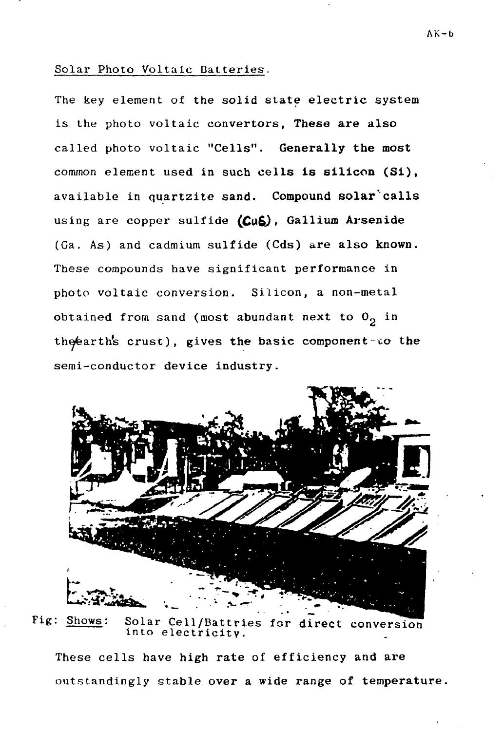Solar Photo Voltaic Batteries.

The key element of the solid state electric system is the photo voltaic convertors, These are also called photo voltaic "Cells". **Generally the most** common element used **in such cells is silicon (Si),** available in quartzite sand. **Compound solar calls** using are copper sulfide **(CuS)**, **Gallium Arsenide** (Ga. As) and cadmium sulfide (Cds) are also **known.** These compounds have significant performance in photo voltaic conversion. Silicon, a non-metal obtained from sand (most abundant next to $O_2$ in the earth's crust), gives **the** basic component to **the** semi-conductor device industry.

Fig: Shows: Solar Cell/Battries for direct conversion into electricity.

These cells have high rate of efficiency and are outstandingly stable over a wide range of temperature.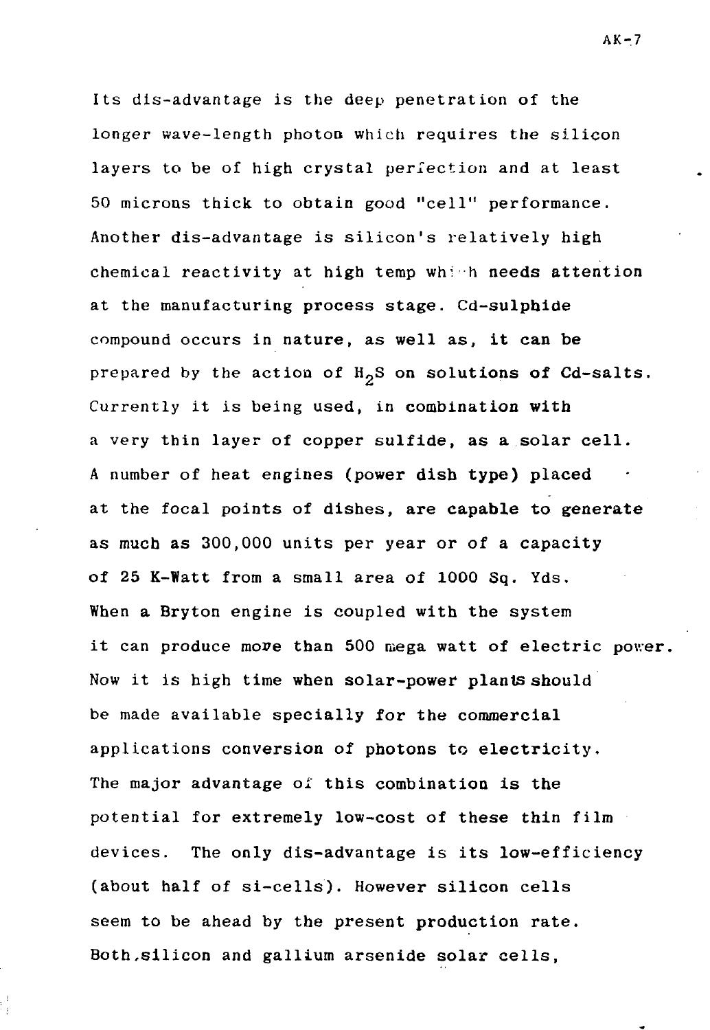Its dis-advantage is the deep penetration of the longer wave-length photon which requires the silicon layers to be of high crystal perfection and at least 50 microns thick to obtain good "cell" performance. Another dis-advantage is silicon's relatively high chemical reactivity at high temp which needs attention at the manufacturing process stage. Cd-sulphide compound occurs in nature, as well as, it can be prepared by the action of $H_2S$ on solutions of Cd-salts. Currently it is being used, in combination with a very thin layer of copper sulfide, as a solar cell. A number of heat engines (power dish type) placed at the focal points of dishes, are capable to generate as much as 300,000 units per year or of a capacity of 25 K-Watt from a small area of 1000 Sq. Yds. When a Bryton engine is coupled with the system it can produce more than 500 mega watt of electric power. Now it is high time when solar-power plants should be made available specially for the commercial applications conversion of photons to electricity. The major advantage of this combination is the potential for extremely low-cost of these thin film devices. The only dis-advantage is its low-efficiency (about half of si-cells). However silicon cells seem to be ahead by the present production rate. Both, silicon and gallium arsenide solar cells,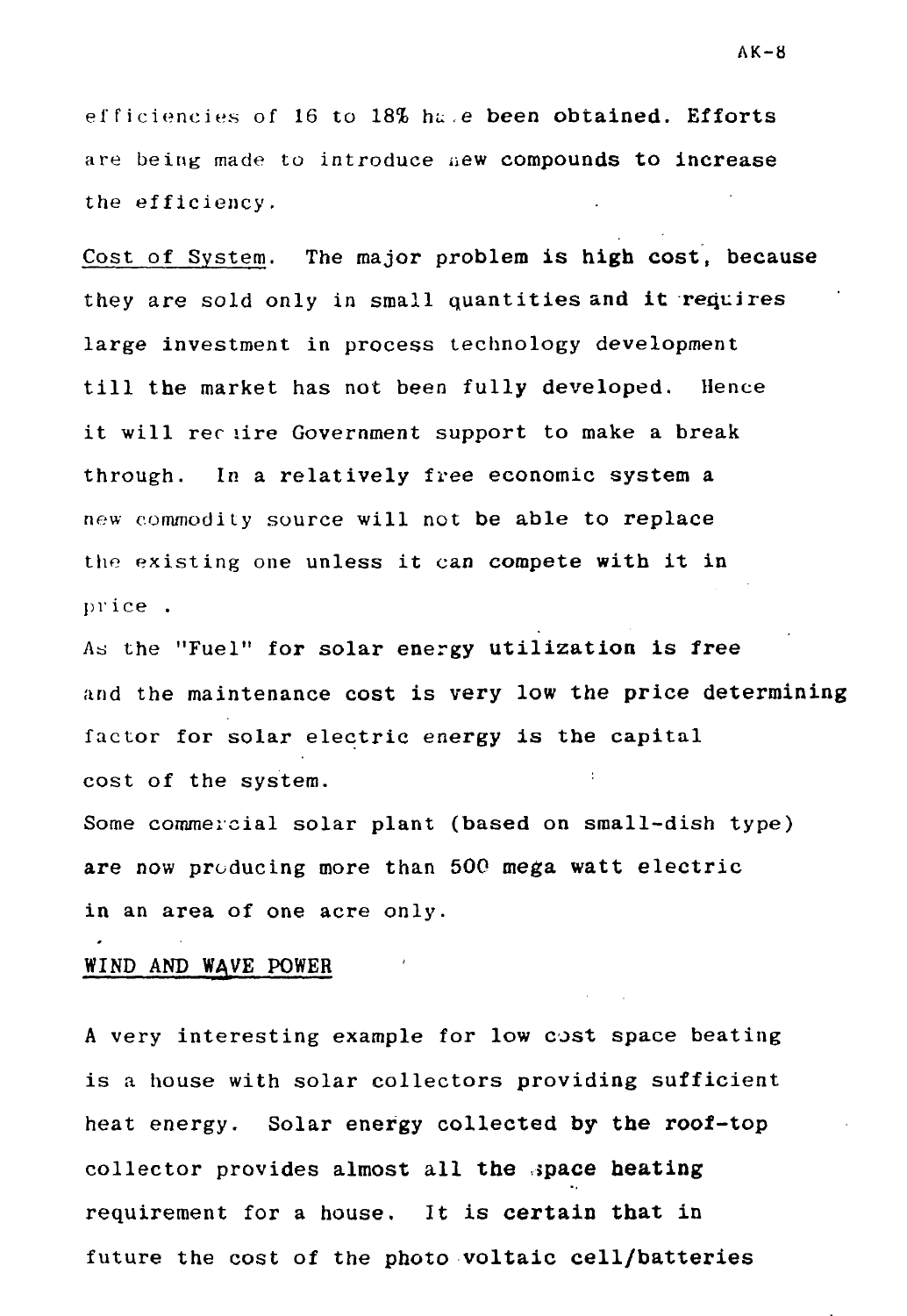efficiencies of 16 to 18% have been obtained. Efforts are being made to introduce new compounds to increase the efficiency.

Cost of System. The major problem is high cost, because they are sold only in small quantities and it requires large investment in process technology development till the market has not been fully developed. Hence it will require Government support to make a break through. In a relatively free economic system a new commodity source will not be able to replace the existing one unless it can compete with it in price .

As the "Fuel" for solar energy utilization is free and the maintenance cost is very low the price determining factor for solar electric energy is the capital cost of the system.

Some commercial solar plant (based on small-dish type) are now producing more than 500 mega watt electric in an area of one acre only.

## WIND AND WAVE POWER

A very interesting example for low cost space beating is a house with solar collectors providing sufficient heat energy. Solar energy collected by the roof-top collector provides almost all the space heating requirement for a house. It is certain that in future the cost of the photo voltaic cell/batteries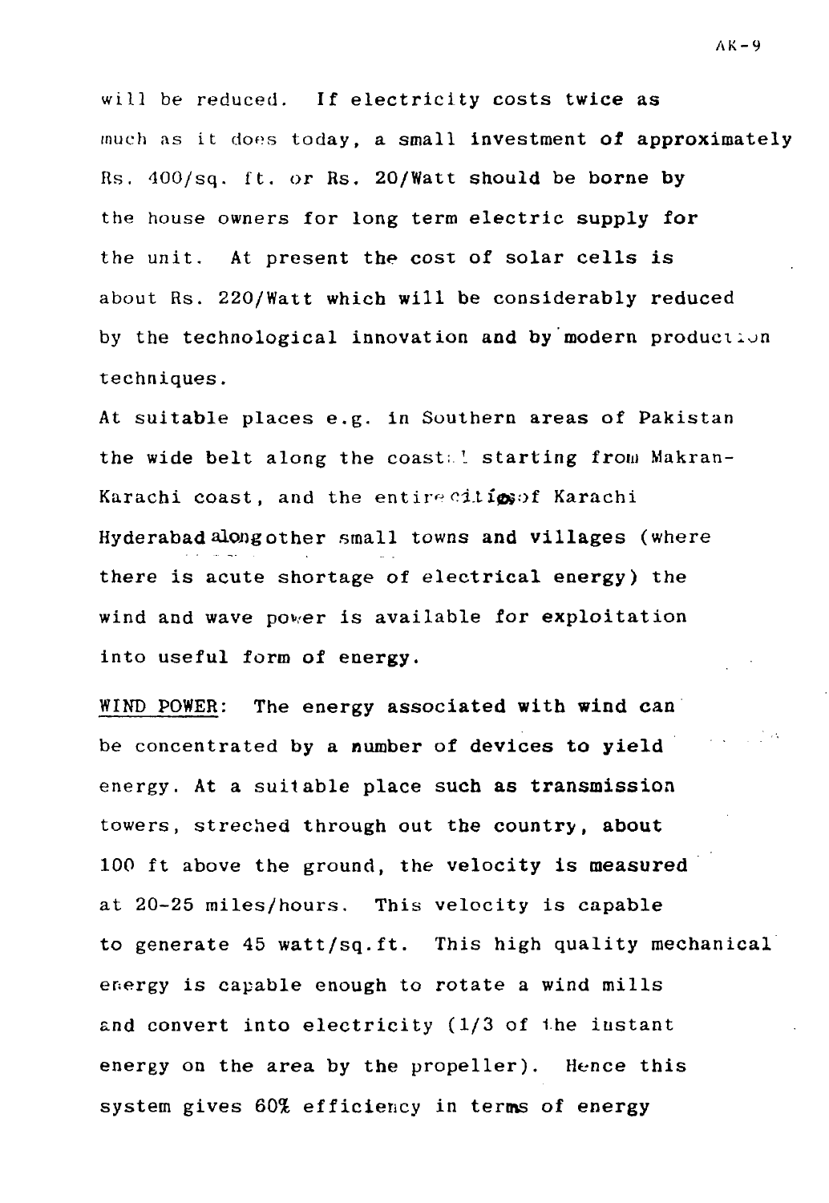will be reduced. If electricity costs twice as much as it does today, a small investment of approximately Rs. 400/sq. ft. or Rs. 20/Watt should be borne by the house owners for long term electric supply for the unit. At present the cost of solar cells is about Rs. 220/Watt which will be considerably reduced by the technological innovation and by modern production techniques.

At suitable places e.g. in Southern areas of Pakistan the wide belt along the coastal starting from Makran-Karachi coast, and the entire cities of Karachi Hyderabad along other small towns and villages (where there is acute shortage of electrical energy) the wind and wave power is available for exploitation into useful form of energy.

WIND POWER: The energy associated with wind can be concentrated by a number of devices to yield energy. At a suitable place such as transmission towers, streched through out the country, about 100 ft above the ground, the velocity is measured at 20-25 miles/hours. This velocity is capable to generate 45 watt/sq.ft. This high quality mechanical energy is capable enough to rotate a wind mills and convert into electricity (1/3 of the instant energy on the area by the propeller). Hence this system gives 60% efficiency in terms of energy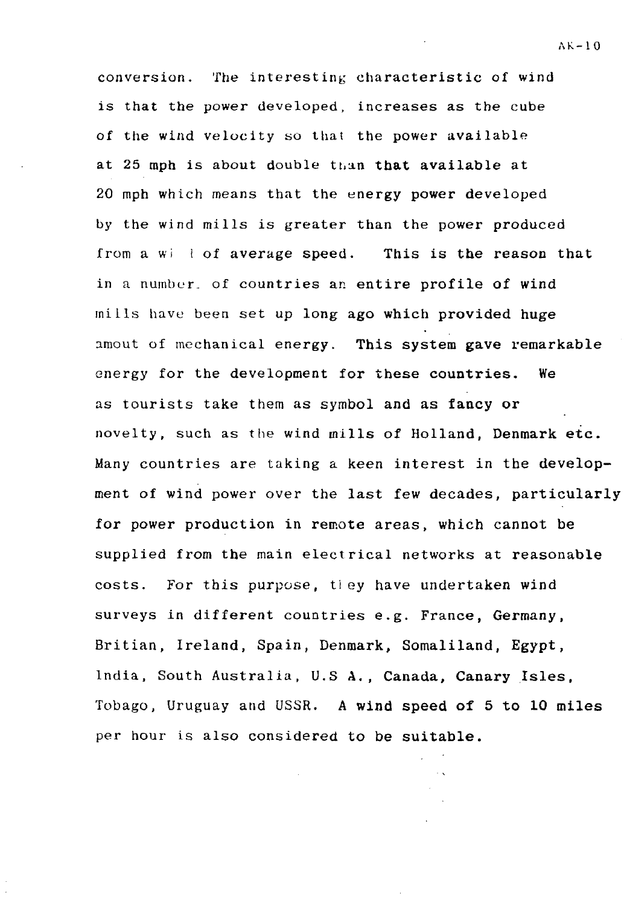conversion. The interesting characteristic of wind is that the power developed, increases as the cube of the wind velocity so that the power available at 25 mph is about double than that available at 20 mph which means that the energy power developed by the wind mills is greater than the power produced from a wind of average speed. This is the reason that in a number of countries an entire profile of wind mills have been set up long ago which provided huge amout of mechanical energy. This system gave remarkable energy for the development for these countries. We as tourists take them as symbol and as fancy or novelty, such as the wind mills of Holland, Denmark etc. Many countries are taking a keen interest in the development of wind power over the last few decades, particularly for power production in remote areas, which cannot be supplied from the main electrical networks at reasonable costs. For this purpose, they have undertaken wind surveys in different countries e.g. France, Germany, Britian, Ireland, Spain, Denmark, Somaliland, Egypt, India, South Australia, U.S A., Canada, Canary Isles, Tobago, Uruguay and USSR. A wind speed of 5 to 10 miles per hour is also considered to be suitable.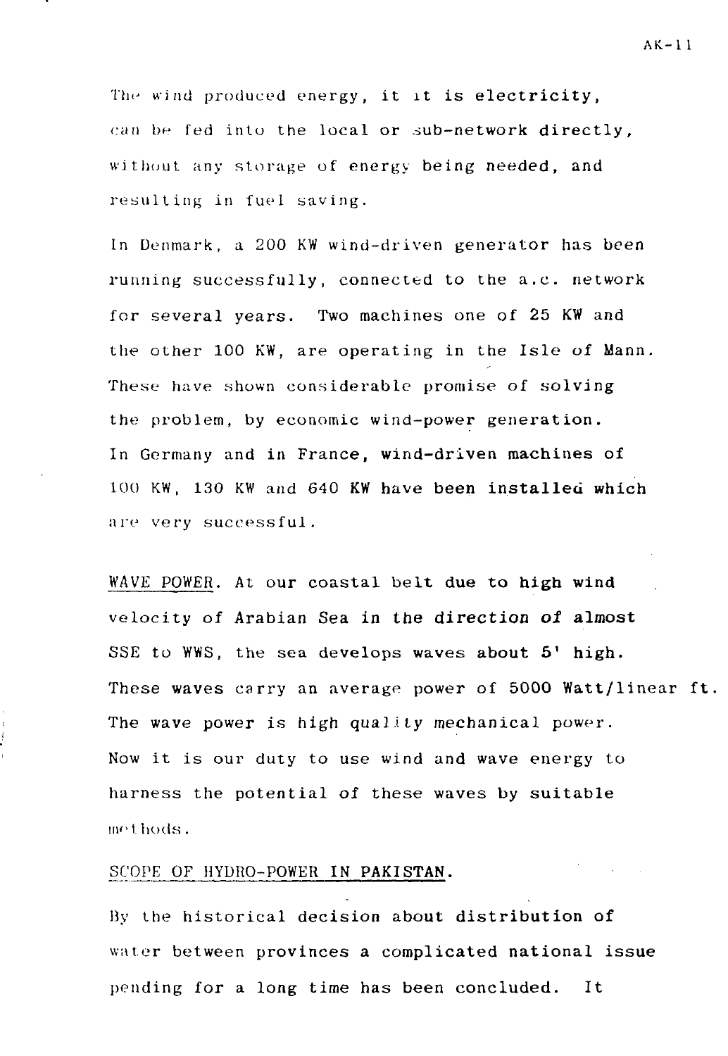The wind produced energy, it it is electricity, can be fed into the local or sub-network directly, without any storage of energy being needed, and resulting in fuel saving.

In Denmark, a 200 KW wind-driven generator has been running successfully, connected to the a.c. network for several years. Two machines one of 25 KW and the other 100 KW, are operating in the Isle of Mann. These have shown considerable promise of solving the problem, by economic wind-power generation. In Germany and in France, wind-driven machines of 100 KW, 130 KW and 640 KW have been installed which are very successful.

<u>WAVE POWER</u>. At our coastal belt due to high wind velocity of Arabian Sea in the direction of almost SSE to WWS, the sea develops waves about 5' high. These waves carry an average power of 5000 Watt/linear ft. The wave power is high quality mechanical power. Now it is our duty to use wind and wave energy to harness the potential of these waves by suitable methods.

<u>SCOPE OF HYDRO-POWER IN PAKISTAN.</u>

By the historical decision about distribution of water between provinces a complicated national issue pending for a long time has been concluded. It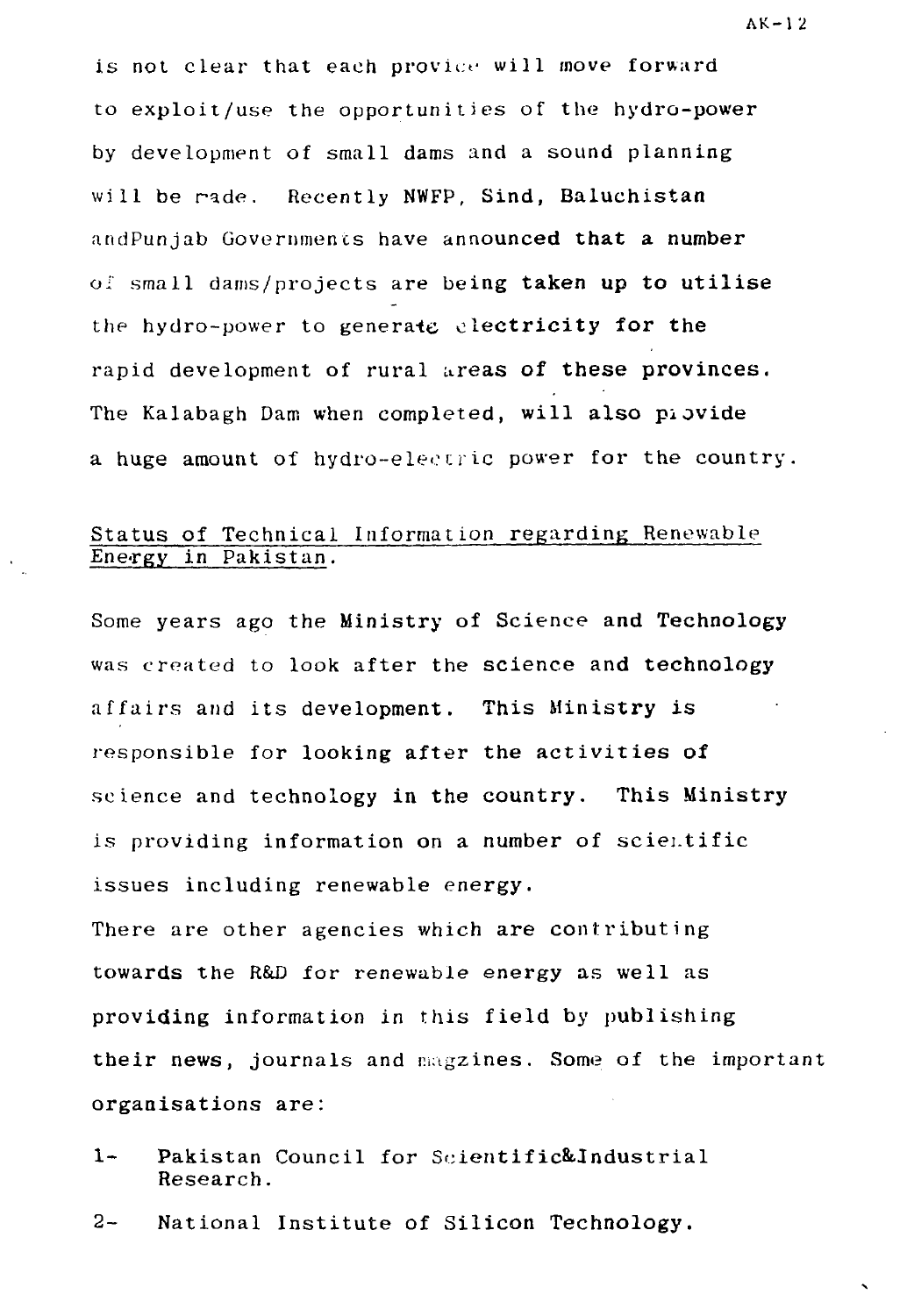is not clear that each provice will move forward to exploit/use the opportunities of the hydro-power by development of small dams and a sound planning will be made. Recently NWFP, Sind, Baluchistan andPunjab Governments have announced that a number of small dams/projects are being taken up to utilise the hydro-power to generate electricity for the rapid development of rural areas of these provinces. The Kalabagh Dam when completed, will also provide a huge amount of hydro-electric power for the country.

## Status of Technical Information regarding Renewable Energy in Pakistan.

Some years ago the Ministry of Science and Technology was created to look after the science and technology affairs and its development. This Ministry is responsible for looking after the activities of science and technology in the country. This Ministry is providing information on a number of scientific issues including renewable energy.

There are other agencies which are contributing towards the R&D for renewable energy as well as providing information in this field by publishing their news, journals and magzines. Some of the important organisations are:

1- Pakistan Council for Scientific&Industrial Research.

2- National Institute of Silicon Technology.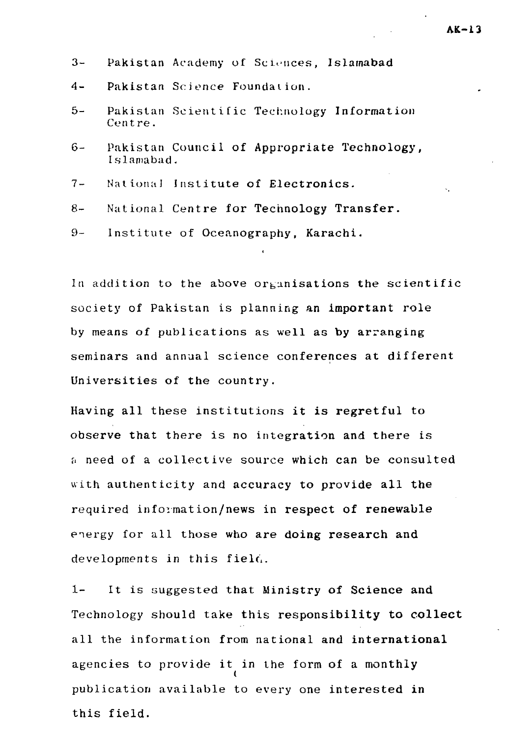3- Pakistan Academy of Sciences, Islamabad

4- Pakistan Science Foundation.

5- Pakistan Scientific Technology Information Centre.

6- Pakistan Council of Appropriate Technology, Islamabad.

7- National Institute of Electronics.

8- National Centre for Technology Transfer.

9- Institute of Oceanography, Karachi.

In addition to the above organisations the scientific society of Pakistan is planning an important role by means of publications as well as by arranging seminars and annual science conferences at different Universities of the country.

Having all these institutions it is regretful to observe that there is no integration and there is a need of a collective source which can be consulted with authenticity and accuracy to provide all the required information/news in respect of renewable energy for all those who are doing research and developments in this field.

1- It is suggested that Ministry of Science and Technology should take this responsibility to collect all the information from national and international agencies to provide it in the form of a monthly publication available to every one interested in this field.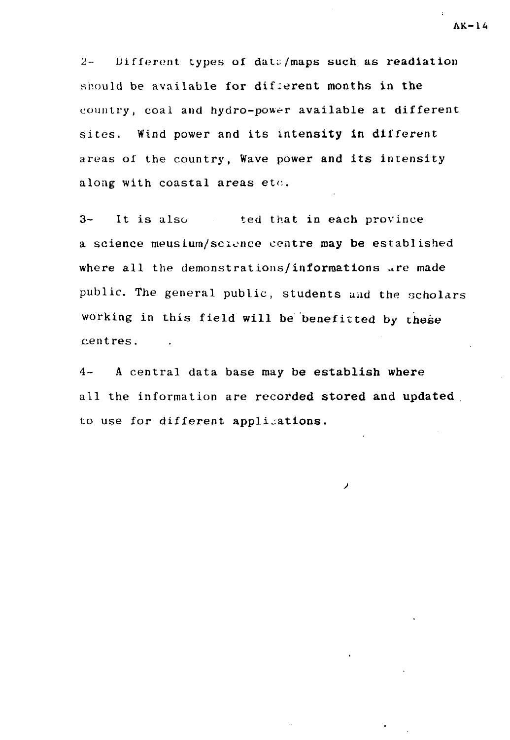2- Different types of data/maps such as readiation should be available for different months in the country, coal and hydro-power available at different sites. Wind power and its intensity in different areas of the country, Wave power and its intensity along with coastal areas etc.

3- It is also ted that in each province a science meusium/science centre may be established where all the demonstrations/informations are made public. The general public, students and the scholars working in this field will be benefitted by these centres.

4- A central data base may be establish where all the information are recorded stored and updated to use for different applications.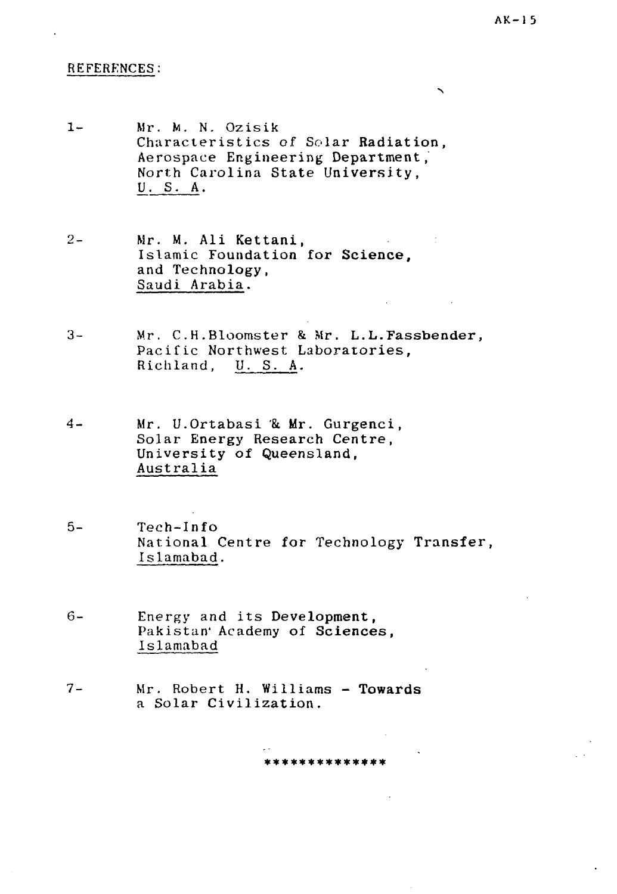## REFERENCES:

1- Mr. M. N. Ozisik
Characteristics of Solar Radiation,
Aerospace Engineering Department,
North Carolina State University,
U. S. A.

2- Mr. M. Ali Kettani,
Islamic Foundation for Science,
and Technology,
Saudi Arabia.

3- Mr. C.H.Bloomster & Mr. L.L.Fassbender,
Pacific Northwest Laboratories,
Richland, U. S. A.

4- Mr. U.Ortabasi & Mr. Gurgenci,
Solar Energy Research Centre,
University of Queensland,
Australia

5- Tech-Info
National Centre for Technology Transfer,
Islamabad.

6- Energy and its Development,
Pakistan Academy of Sciences,
Islamabad

7- Mr. Robert H. Williams - Towards
a Solar Civilization.

**************